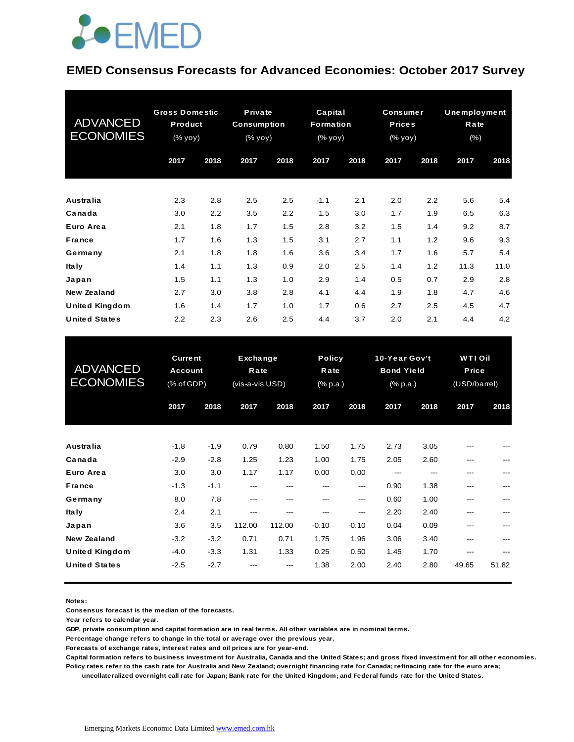EMED

# EMED Consensus Forecasts for Advanced Economies: October 2017 Survey

| ADVANCED ECONOMIES | Gross Domestic Product (% yoy) | | Private Consumption (% yoy) | | Capital Formation (% yoy) | | Consumer Prices (% yoy) | | Unemployment Rate (%) | |
|---|---|---|---|---|---|---|---|---|---|---|
| | 2017 | 2018 | 2017 | 2018 | 2017 | 2018 | 2017 | 2018 | 2017 | 2018 |
| **Australia** | 2.3 | 2.8 | 2.5 | 2.5 | -1.1 | 2.1 | 2.0 | 2.2 | 5.6 | 5.4 |
| **Canada** | 3.0 | 2.2 | 3.5 | 2.2 | 1.5 | 3.0 | 1.7 | 1.9 | 6.5 | 6.3 |
| **Euro Area** | 2.1 | 1.8 | 1.7 | 1.5 | 2.8 | 3.2 | 1.5 | 1.4 | 9.2 | 8.7 |
| **France** | 1.7 | 1.6 | 1.3 | 1.5 | 3.1 | 2.7 | 1.1 | 1.2 | 9.6 | 9.3 |
| **Germany** | 2.1 | 1.8 | 1.8 | 1.6 | 3.6 | 3.4 | 1.7 | 1.6 | 5.7 | 5.4 |
| **Italy** | 1.4 | 1.1 | 1.3 | 0.9 | 2.0 | 2.5 | 1.4 | 1.2 | 11.3 | 11.0 |
| **Japan** | 1.5 | 1.1 | 1.3 | 1.0 | 2.9 | 1.4 | 0.5 | 0.7 | 2.9 | 2.8 |
| **New Zealand** | 2.7 | 3.0 | 3.8 | 2.8 | 4.1 | 4.4 | 1.9 | 1.8 | 4.7 | 4.6 |
| **United Kingdom** | 1.6 | 1.4 | 1.7 | 1.0 | 1.7 | 0.6 | 2.7 | 2.5 | 4.5 | 4.7 |
| **United States** | 2.2 | 2.3 | 2.6 | 2.5 | 4.4 | 3.7 | 2.0 | 2.1 | 4.4 | 4.2 |

| ADVANCED ECONOMIES | Current Account (% of GDP) | | Exchange Rate (vis-a-vis USD) | | Policy Rate (% p.a.) | | 10-Year Gov't Bond Yield (% p.a.) | | WTI Oil Price (USD/barrel) | |
|---|---|---|---|---|---|---|---|---|---|---|
| | 2017 | 2018 | 2017 | 2018 | 2017 | 2018 | 2017 | 2018 | 2017 | 2018 |
| **Australia** | -1.8 | -1.9 | 0.79 | 0.80 | 1.50 | 1.75 | 2.73 | 3.05 | --- | --- |
| **Canada** | -2.9 | -2.8 | 1.25 | 1.23 | 1.00 | 1.75 | 2.05 | 2.60 | --- | --- |
| **Euro Area** | 3.0 | 3.0 | 1.17 | 1.17 | 0.00 | 0.00 | --- | --- | --- | --- |
| **France** | -1.3 | -1.1 | --- | --- | --- | --- | 0.90 | 1.38 | --- | --- |
| **Germany** | 8.0 | 7.8 | --- | --- | --- | --- | 0.60 | 1.00 | --- | --- |
| **Italy** | 2.4 | 2.1 | --- | --- | --- | --- | 2.20 | 2.40 | --- | --- |
| **Japan** | 3.6 | 3.5 | 112.00 | 112.00 | -0.10 | -0.10 | 0.04 | 0.09 | --- | --- |
| **New Zealand** | -3.2 | -3.2 | 0.71 | 0.71 | 1.75 | 1.96 | 3.06 | 3.40 | --- | --- |
| **United Kingdom** | -4.0 | -3.3 | 1.31 | 1.33 | 0.25 | 0.50 | 1.45 | 1.70 | --- | --- |
| **United States** | -2.5 | -2.7 | --- | --- | 1.38 | 2.00 | 2.40 | 2.80 | 49.65 | 51.82 |

**Notes:**
**Consensus forecast is the median of the forecasts.**
**Year refers to calendar year.**
**GDP, private consumption and capital formation are in real terms. All other variables are in nominal terms.**
**Percentage change refers to change in the total or average over the previous year.**
**Forecasts of exchange rates, interest rates and oil prices are for year-end.**
**Capital formation refers to business investment for Australia, Canada and the United States; and gross fixed investment for all other economies.**
**Policy rates refer to the cash rate for Australia and New Zealand; overnight financing rate for Canada; refinacing rate for the euro area; uncollateralized overnight call rate for Japan; Bank rate for the United Kingdom; and Federal funds rate for the United States.**

Emerging Markets Economic Data Limited www.emed.com.hk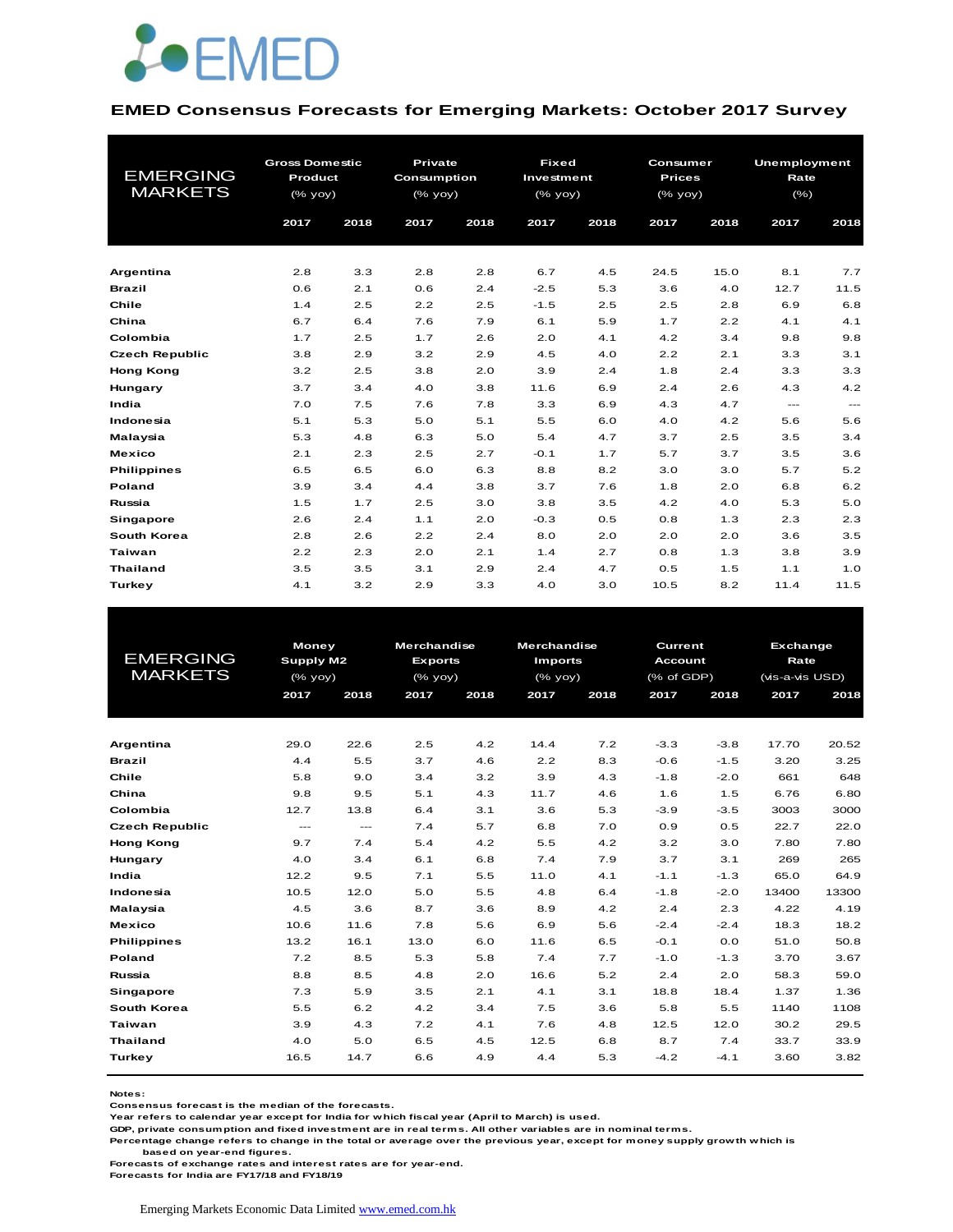EMED

**EMED Consensus Forecasts for Emerging Markets: October 2017 Survey**

| EMERGING MARKETS | Gross Domestic Product (% yoy) | | Private Consumption (% yoy) | | Fixed Investment (% yoy) | | Consumer Prices (% yoy) | | Unemployment Rate (%) | |
|---|---|---|---|---|---|---|---|---|---|---|
| | 2017 | 2018 | 2017 | 2018 | 2017 | 2018 | 2017 | 2018 | 2017 | 2018 |
| Argentina | 2.8 | 3.3 | 2.8 | 2.8 | 6.7 | 4.5 | 24.5 | 15.0 | 8.1 | 7.7 |
| Brazil | 0.6 | 2.1 | 0.6 | 2.4 | -2.5 | 5.3 | 3.6 | 4.0 | 12.7 | 11.5 |
| Chile | 1.4 | 2.5 | 2.2 | 2.5 | -1.5 | 2.5 | 2.5 | 2.8 | 6.9 | 6.8 |
| China | 6.7 | 6.4 | 7.6 | 7.9 | 6.1 | 5.9 | 1.7 | 2.2 | 4.1 | 4.1 |
| Colombia | 1.7 | 2.5 | 1.7 | 2.6 | 2.0 | 4.1 | 4.2 | 3.4 | 9.8 | 9.8 |
| Czech Republic | 3.8 | 2.9 | 3.2 | 2.9 | 4.5 | 4.0 | 2.2 | 2.1 | 3.3 | 3.1 |
| Hong Kong | 3.2 | 2.5 | 3.8 | 2.0 | 3.9 | 2.4 | 1.8 | 2.4 | 3.3 | 3.3 |
| Hungary | 3.7 | 3.4 | 4.0 | 3.8 | 11.6 | 6.9 | 2.4 | 2.6 | 4.3 | 4.2 |
| India | 7.0 | 7.5 | 7.6 | 7.8 | 3.3 | 6.9 | 4.3 | 4.7 | --- | --- |
| Indonesia | 5.1 | 5.3 | 5.0 | 5.1 | 5.5 | 6.0 | 4.0 | 4.2 | 5.6 | 5.6 |
| Malaysia | 5.3 | 4.8 | 6.3 | 5.0 | 5.4 | 4.7 | 3.7 | 2.5 | 3.5 | 3.4 |
| Mexico | 2.1 | 2.3 | 2.5 | 2.7 | -0.1 | 1.7 | 5.7 | 3.7 | 3.5 | 3.6 |
| Philippines | 6.5 | 6.5 | 6.0 | 6.3 | 8.8 | 8.2 | 3.0 | 3.0 | 5.7 | 5.2 |
| Poland | 3.9 | 3.4 | 4.4 | 3.8 | 3.7 | 7.6 | 1.8 | 2.0 | 6.8 | 6.2 |
| Russia | 1.5 | 1.7 | 2.5 | 3.0 | 3.8 | 3.5 | 4.2 | 4.0 | 5.3 | 5.0 |
| Singapore | 2.6 | 2.4 | 1.1 | 2.0 | -0.3 | 0.5 | 0.8 | 1.3 | 2.3 | 2.3 |
| South Korea | 2.8 | 2.6 | 2.2 | 2.4 | 8.0 | 2.0 | 2.0 | 2.0 | 3.6 | 3.5 |
| Taiwan | 2.2 | 2.3 | 2.0 | 2.1 | 1.4 | 2.7 | 0.8 | 1.3 | 3.8 | 3.9 |
| Thailand | 3.5 | 3.5 | 3.1 | 2.9 | 2.4 | 4.7 | 0.5 | 1.5 | 1.1 | 1.0 |
| Turkey | 4.1 | 3.2 | 2.9 | 3.3 | 4.0 | 3.0 | 10.5 | 8.2 | 11.4 | 11.5 |

| EMERGING MARKETS | Money Supply M2 (% yoy) | | Merchandise Exports (% yoy) | | Merchandise Imports (% yoy) | | Current Account (% of GDP) | | Exchange Rate (vis-a-vis USD) | |
|---|---|---|---|---|---|---|---|---|---|---|
| | 2017 | 2018 | 2017 | 2018 | 2017 | 2018 | 2017 | 2018 | 2017 | 2018 |
| Argentina | 29.0 | 22.6 | 2.5 | 4.2 | 14.4 | 7.2 | -3.3 | -3.8 | 17.70 | 20.52 |
| Brazil | 4.4 | 5.5 | 3.7 | 4.6 | 2.2 | 8.3 | -0.6 | -1.5 | 3.20 | 3.25 |
| Chile | 5.8 | 9.0 | 3.4 | 3.2 | 3.9 | 4.3 | -1.8 | -2.0 | 661 | 648 |
| China | 9.8 | 9.5 | 5.1 | 4.3 | 11.7 | 4.6 | 1.6 | 1.5 | 6.76 | 6.80 |
| Colombia | 12.7 | 13.8 | 6.4 | 3.1 | 3.6 | 5.3 | -3.9 | -3.5 | 3003 | 3000 |
| Czech Republic | --- | --- | 7.4 | 5.7 | 6.8 | 7.0 | 0.9 | 0.5 | 22.7 | 22.0 |
| Hong Kong | 9.7 | 7.4 | 5.4 | 4.2 | 5.5 | 4.2 | 3.2 | 3.0 | 7.80 | 7.80 |
| Hungary | 4.0 | 3.4 | 6.1 | 6.8 | 7.4 | 7.9 | 3.7 | 3.1 | 269 | 265 |
| India | 12.2 | 9.5 | 7.1 | 5.5 | 11.0 | 4.1 | -1.1 | -1.3 | 65.0 | 64.9 |
| Indonesia | 10.5 | 12.0 | 5.0 | 5.5 | 4.8 | 6.4 | -1.8 | -2.0 | 13400 | 13300 |
| Malaysia | 4.5 | 3.6 | 8.7 | 3.6 | 8.9 | 4.2 | 2.4 | 2.3 | 4.22 | 4.19 |
| Mexico | 10.6 | 11.6 | 7.8 | 5.6 | 6.9 | 5.6 | -2.4 | -2.4 | 18.3 | 18.2 |
| Philippines | 13.2 | 16.1 | 13.0 | 6.0 | 11.6 | 6.5 | -0.1 | 0.0 | 51.0 | 50.8 |
| Poland | 7.2 | 8.5 | 5.3 | 5.8 | 7.4 | 7.7 | -1.0 | -1.3 | 3.70 | 3.67 |
| Russia | 8.8 | 8.5 | 4.8 | 2.0 | 16.6 | 5.2 | 2.4 | 2.0 | 58.3 | 59.0 |
| Singapore | 7.3 | 5.9 | 3.5 | 2.1 | 4.1 | 3.1 | 18.8 | 18.4 | 1.37 | 1.36 |
| South Korea | 5.5 | 6.2 | 4.2 | 3.4 | 7.5 | 3.6 | 5.8 | 5.5 | 1140 | 1108 |
| Taiwan | 3.9 | 4.3 | 7.2 | 4.1 | 7.6 | 4.8 | 12.5 | 12.0 | 30.2 | 29.5 |
| Thailand | 4.0 | 5.0 | 6.5 | 4.5 | 12.5 | 6.8 | 8.7 | 7.4 | 33.7 | 33.9 |
| Turkey | 16.5 | 14.7 | 6.6 | 4.9 | 4.4 | 5.3 | -4.2 | -4.1 | 3.60 | 3.82 |

**Notes:**
Consensus forecast is the median of the forecasts.
Year refers to calendar year except for India for which fiscal year (April to March) is used.
GDP, private consumption and fixed investment are in real terms. All other variables are in nominal terms.
Percentage change refers to change in the total or average over the previous year, except for money supply growth which is based on year-end figures.
Forecasts of exchange rates and interest rates are for year-end.
Forecasts for India are FY17/18 and FY18/19

Emerging Markets Economic Data Limited [www.emed.com.hk](http://www.emed.com.hk)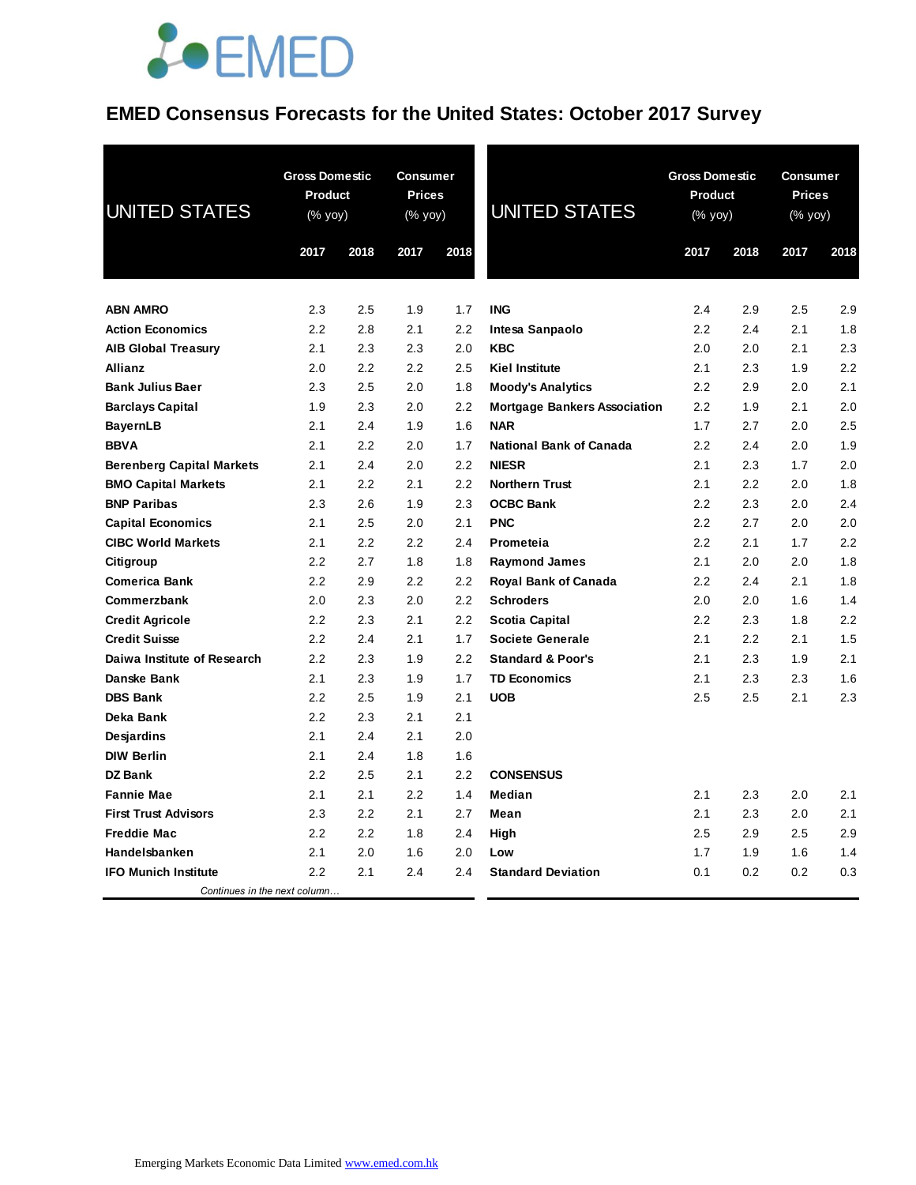# EMED Consensus Forecasts for the United States: October 2017 Survey

| UNITED STATES | Gross Domestic Product (% yoy) | | Consumer Prices (% yoy) | |
|---|---|---|---|---|
| | 2017 | 2018 | 2017 | 2018 |
| **ABN AMRO** | 2.3 | 2.5 | 1.9 | 1.7 |
| **Action Economics** | 2.2 | 2.8 | 2.1 | 2.2 |
| **AIB Global Treasury** | 2.1 | 2.3 | 2.3 | 2.0 |
| **Allianz** | 2.0 | 2.2 | 2.2 | 2.5 |
| **Bank Julius Baer** | 2.3 | 2.5 | 2.0 | 1.8 |
| **Barclays Capital** | 1.9 | 2.3 | 2.0 | 2.2 |
| **BayernLB** | 2.1 | 2.4 | 1.9 | 1.6 |
| **BBVA** | 2.1 | 2.2 | 2.0 | 1.7 |
| **Berenberg Capital Markets** | 2.1 | 2.4 | 2.0 | 2.2 |
| **BMO Capital Markets** | 2.1 | 2.2 | 2.1 | 2.2 |
| **BNP Paribas** | 2.3 | 2.6 | 1.9 | 2.3 |
| **Capital Economics** | 2.1 | 2.5 | 2.0 | 2.1 |
| **CIBC World Markets** | 2.1 | 2.2 | 2.2 | 2.4 |
| **Citigroup** | 2.2 | 2.7 | 1.8 | 1.8 |
| **Comerica Bank** | 2.2 | 2.9 | 2.2 | 2.2 |
| **Commerzbank** | 2.0 | 2.3 | 2.0 | 2.2 |
| **Credit Agricole** | 2.2 | 2.3 | 2.1 | 2.2 |
| **Credit Suisse** | 2.2 | 2.4 | 2.1 | 1.7 |
| **Daiwa Institute of Research** | 2.2 | 2.3 | 1.9 | 2.2 |
| **Danske Bank** | 2.1 | 2.3 | 1.9 | 1.7 |
| **DBS Bank** | 2.2 | 2.5 | 1.9 | 2.1 |
| **Deka Bank** | 2.2 | 2.3 | 2.1 | 2.1 |
| **Desjardins** | 2.1 | 2.4 | 2.1 | 2.0 |
| **DIW Berlin** | 2.1 | 2.4 | 1.8 | 1.6 |
| **DZ Bank** | 2.2 | 2.5 | 2.1 | 2.2 |
| **Fannie Mae** | 2.1 | 2.1 | 2.2 | 1.4 |
| **First Trust Advisors** | 2.3 | 2.2 | 2.1 | 2.7 |
| **Freddie Mac** | 2.2 | 2.2 | 1.8 | 2.4 |
| **Handelsbanken** | 2.1 | 2.0 | 1.6 | 2.0 |
| **IFO Munich Institute** | 2.2 | 2.1 | 2.4 | 2.4 |
| **ING** | 2.4 | 2.9 | 2.5 | 2.9 |
| **Intesa Sanpaolo** | 2.2 | 2.4 | 2.1 | 1.8 |
| **KBC** | 2.0 | 2.0 | 2.1 | 2.3 |
| **Kiel Institute** | 2.1 | 2.3 | 1.9 | 2.2 |
| **Moody's Analytics** | 2.2 | 2.9 | 2.0 | 2.1 |
| **Mortgage Bankers Association** | 2.2 | 1.9 | 2.1 | 2.0 |
| **NAR** | 1.7 | 2.7 | 2.0 | 2.5 |
| **National Bank of Canada** | 2.2 | 2.4 | 2.0 | 1.9 |
| **NIESR** | 2.1 | 2.3 | 1.7 | 2.0 |
| **Northern Trust** | 2.1 | 2.2 | 2.0 | 1.8 |
| **OCBC Bank** | 2.2 | 2.3 | 2.0 | 2.4 |
| **PNC** | 2.2 | 2.7 | 2.0 | 2.0 |
| **Prometeia** | 2.2 | 2.1 | 1.7 | 2.2 |
| **Raymond James** | 2.1 | 2.0 | 2.0 | 1.8 |
| **Royal Bank of Canada** | 2.2 | 2.4 | 2.1 | 1.8 |
| **Schroders** | 2.0 | 2.0 | 1.6 | 1.4 |
| **Scotia Capital** | 2.2 | 2.3 | 1.8 | 2.2 |
| **Societe Generale** | 2.1 | 2.2 | 2.1 | 1.5 |
| **Standard & Poor's** | 2.1 | 2.3 | 1.9 | 2.1 |
| **TD Economics** | 2.1 | 2.3 | 2.3 | 1.6 |
| **UOB** | 2.5 | 2.5 | 2.1 | 2.3 |
| **CONSENSUS** | | | | |
| **Median** | 2.1 | 2.3 | 2.0 | 2.1 |
| **Mean** | 2.1 | 2.3 | 2.0 | 2.1 |
| **High** | 2.5 | 2.9 | 2.5 | 2.9 |
| **Low** | 1.7 | 1.9 | 1.6 | 1.4 |
| **Standard Deviation** | 0.1 | 0.2 | 0.2 | 0.3 |

Emerging Markets Economic Data Limited www.emed.com.hk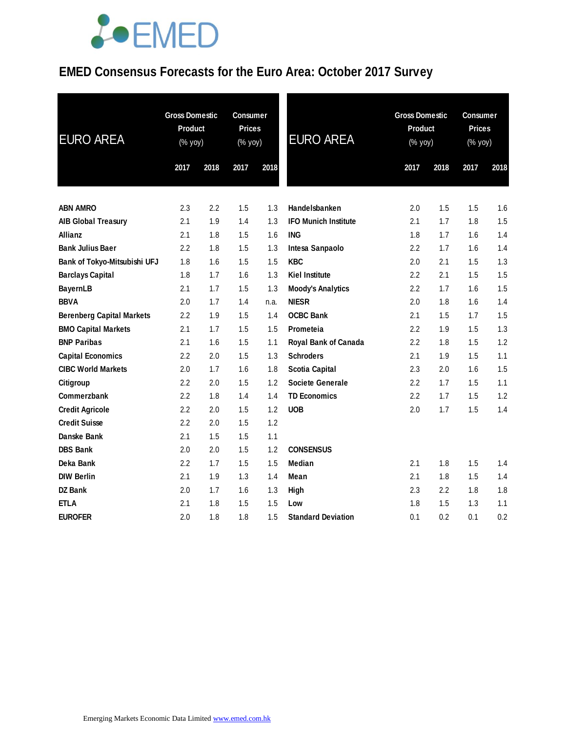# EMED Consensus Forecasts for the Euro Area: October 2017 Survey

| EURO AREA | Gross Domestic Product (% yoy) | | Consumer Prices (% yoy) | |
|---|---|---|---|---|
| | 2017 | 2018 | 2017 | 2018 |
| ABN AMRO | 2.3 | 2.2 | 1.5 | 1.3 |
| AIB Global Treasury | 2.1 | 1.9 | 1.4 | 1.3 |
| Allianz | 2.1 | 1.8 | 1.5 | 1.6 |
| Bank Julius Baer | 2.2 | 1.8 | 1.5 | 1.3 |
| Bank of Tokyo-Mitsubishi UFJ | 1.8 | 1.6 | 1.5 | 1.5 |
| Barclays Capital | 1.8 | 1.7 | 1.6 | 1.3 |
| BayernLB | 2.1 | 1.7 | 1.5 | 1.3 |
| BBVA | 2.0 | 1.7 | 1.4 | n.a. |
| Berenberg Capital Markets | 2.2 | 1.9 | 1.5 | 1.4 |
| BMO Capital Markets | 2.1 | 1.7 | 1.5 | 1.5 |
| BNP Paribas | 2.1 | 1.6 | 1.5 | 1.1 |
| Capital Economics | 2.2 | 2.0 | 1.5 | 1.3 |
| CIBC World Markets | 2.0 | 1.7 | 1.6 | 1.8 |
| Citigroup | 2.2 | 2.0 | 1.5 | 1.2 |
| Commerzbank | 2.2 | 1.8 | 1.4 | 1.4 |
| Credit Agricole | 2.2 | 2.0 | 1.5 | 1.2 |
| Credit Suisse | 2.2 | 2.0 | 1.5 | 1.2 |
| Danske Bank | 2.1 | 1.5 | 1.5 | 1.1 |
| DBS Bank | 2.0 | 2.0 | 1.5 | 1.2 |
| Deka Bank | 2.2 | 1.7 | 1.5 | 1.5 |
| DIW Berlin | 2.1 | 1.9 | 1.3 | 1.4 |
| DZ Bank | 2.0 | 1.7 | 1.6 | 1.3 |
| ETLA | 2.1 | 1.8 | 1.5 | 1.5 |
| EUROFER | 2.0 | 1.8 | 1.8 | 1.5 |
| Handelsbanken | 2.0 | 1.5 | 1.5 | 1.6 |
| IFO Munich Institute | 2.1 | 1.7 | 1.8 | 1.5 |
| ING | 1.8 | 1.7 | 1.6 | 1.4 |
| Intesa Sanpaolo | 2.2 | 1.7 | 1.6 | 1.4 |
| KBC | 2.0 | 2.1 | 1.5 | 1.3 |
| Kiel Institute | 2.2 | 2.1 | 1.5 | 1.5 |
| Moody's Analytics | 2.2 | 1.7 | 1.6 | 1.5 |
| NIESR | 2.0 | 1.8 | 1.6 | 1.4 |
| OCBC Bank | 2.1 | 1.5 | 1.7 | 1.5 |
| Prometeia | 2.2 | 1.9 | 1.5 | 1.3 |
| Royal Bank of Canada | 2.2 | 1.8 | 1.5 | 1.2 |
| Schroders | 2.1 | 1.9 | 1.5 | 1.1 |
| Scotia Capital | 2.3 | 2.0 | 1.6 | 1.5 |
| Societe Generale | 2.2 | 1.7 | 1.5 | 1.1 |
| TD Economics | 2.2 | 1.7 | 1.5 | 1.2 |
| UOB | 2.0 | 1.7 | 1.5 | 1.4 |
| **CONSENSUS** | | | | |
| Median | 2.1 | 1.8 | 1.5 | 1.4 |
| Mean | 2.1 | 1.8 | 1.5 | 1.4 |
| High | 2.3 | 2.2 | 1.8 | 1.8 |
| Low | 1.8 | 1.5 | 1.3 | 1.1 |
| Standard Deviation | 0.1 | 0.2 | 0.1 | 0.2 |

Emerging Markets Economic Data Limited www.emed.com.hk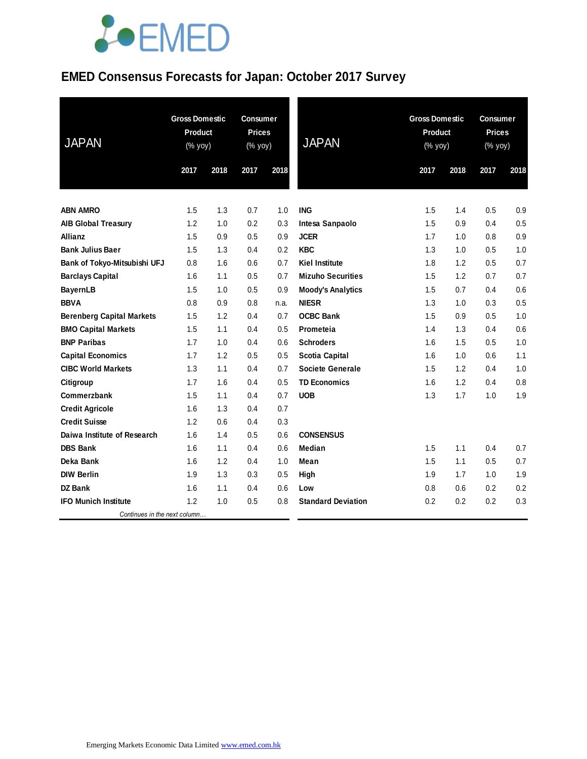# EMED Consensus Forecasts for Japan: October 2017 Survey

| JAPAN | Gross Domestic Product (% yoy) | | Consumer Prices (% yoy) | |
|---|---|---|---|---|
| | 2017 | 2018 | 2017 | 2018 |
| **ABN AMRO** | 1.5 | 1.3 | 0.7 | 1.0 |
| **AIB Global Treasury** | 1.2 | 1.0 | 0.2 | 0.3 |
| **Allianz** | 1.5 | 0.9 | 0.5 | 0.9 |
| **Bank Julius Baer** | 1.5 | 1.3 | 0.4 | 0.2 |
| **Bank of Tokyo-Mitsubishi UFJ** | 0.8 | 1.6 | 0.6 | 0.7 |
| **Barclays Capital** | 1.6 | 1.1 | 0.5 | 0.7 |
| **BayernLB** | 1.5 | 1.0 | 0.5 | 0.9 |
| **BBVA** | 0.8 | 0.9 | 0.8 | n.a. |
| **Berenberg Capital Markets** | 1.5 | 1.2 | 0.4 | 0.7 |
| **BMO Capital Markets** | 1.5 | 1.1 | 0.4 | 0.5 |
| **BNP Paribas** | 1.7 | 1.0 | 0.4 | 0.6 |
| **Capital Economics** | 1.7 | 1.2 | 0.5 | 0.5 |
| **CIBC World Markets** | 1.3 | 1.1 | 0.4 | 0.7 |
| **Citigroup** | 1.7 | 1.6 | 0.4 | 0.5 |
| **Commerzbank** | 1.5 | 1.1 | 0.4 | 0.7 |
| **Credit Agricole** | 1.6 | 1.3 | 0.4 | 0.7 |
| **Credit Suisse** | 1.2 | 0.6 | 0.4 | 0.3 |
| **Daiwa Institute of Research** | 1.6 | 1.4 | 0.5 | 0.6 |
| **DBS Bank** | 1.6 | 1.1 | 0.4 | 0.6 |
| **Deka Bank** | 1.6 | 1.2 | 0.4 | 1.0 |
| **DIW Berlin** | 1.9 | 1.3 | 0.3 | 0.5 |
| **DZ Bank** | 1.6 | 1.1 | 0.4 | 0.6 |
| **IFO Munich Institute** | 1.2 | 1.0 | 0.5 | 0.8 |

*Continues in the next column…*

| JAPAN | Gross Domestic Product (% yoy) | | Consumer Prices (% yoy) | |
|---|---|---|---|---|
| | 2017 | 2018 | 2017 | 2018 |
| **ING** | 1.5 | 1.4 | 0.5 | 0.9 |
| **Intesa Sanpaolo** | 1.5 | 0.9 | 0.4 | 0.5 |
| **JCER** | 1.7 | 1.0 | 0.8 | 0.9 |
| **KBC** | 1.3 | 1.0 | 0.5 | 1.0 |
| **Kiel Institute** | 1.8 | 1.2 | 0.5 | 0.7 |
| **Mizuho Securities** | 1.5 | 1.2 | 0.7 | 0.7 |
| **Moody's Analytics** | 1.5 | 0.7 | 0.4 | 0.6 |
| **NIESR** | 1.3 | 1.0 | 0.3 | 0.5 |
| **OCBC Bank** | 1.5 | 0.9 | 0.5 | 1.0 |
| **Prometeia** | 1.4 | 1.3 | 0.4 | 0.6 |
| **Schroders** | 1.6 | 1.5 | 0.5 | 1.0 |
| **Scotia Capital** | 1.6 | 1.0 | 0.6 | 1.1 |
| **Societe Generale** | 1.5 | 1.2 | 0.4 | 1.0 |
| **TD Economics** | 1.6 | 1.2 | 0.4 | 0.8 |
| **UOB** | 1.3 | 1.7 | 1.0 | 1.9 |
| | | | | |
| **CONSENSUS** | | | | |
| **Median** | 1.5 | 1.1 | 0.4 | 0.7 |
| **Mean** | 1.5 | 1.1 | 0.5 | 0.7 |
| **High** | 1.9 | 1.7 | 1.0 | 1.9 |
| **Low** | 0.8 | 0.6 | 0.2 | 0.2 |
| **Standard Deviation** | 0.2 | 0.2 | 0.2 | 0.3 |

Emerging Markets Economic Data Limited www.emed.com.hk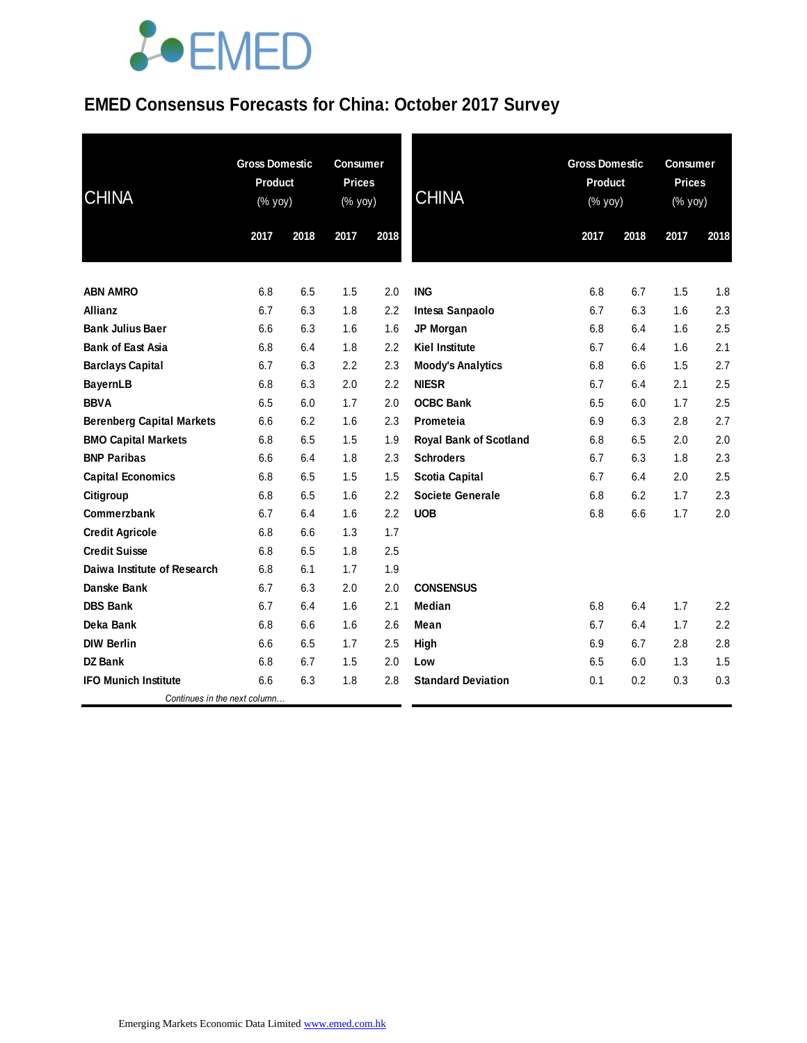# EMED Consensus Forecasts for China: October 2017 Survey

| CHINA | Gross Domestic Product (% yoy) | | Consumer Prices (% yoy) | |
|---|---|---|---|---|
| | 2017 | 2018 | 2017 | 2018 |
| ABN AMRO | 6.8 | 6.5 | 1.5 | 2.0 |
| Allianz | 6.7 | 6.3 | 1.8 | 2.2 |
| Bank Julius Baer | 6.6 | 6.3 | 1.6 | 1.6 |
| Bank of East Asia | 6.8 | 6.4 | 1.8 | 2.2 |
| Barclays Capital | 6.7 | 6.3 | 2.2 | 2.3 |
| BayernLB | 6.8 | 6.3 | 2.0 | 2.2 |
| BBVA | 6.5 | 6.0 | 1.7 | 2.0 |
| Berenberg Capital Markets | 6.6 | 6.2 | 1.6 | 2.3 |
| BMO Capital Markets | 6.8 | 6.5 | 1.5 | 1.9 |
| BNP Paribas | 6.6 | 6.4 | 1.8 | 2.3 |
| Capital Economics | 6.8 | 6.5 | 1.5 | 1.5 |
| Citigroup | 6.8 | 6.5 | 1.6 | 2.2 |
| Commerzbank | 6.7 | 6.4 | 1.6 | 2.2 |
| Credit Agricole | 6.8 | 6.6 | 1.3 | 1.7 |
| Credit Suisse | 6.8 | 6.5 | 1.8 | 2.5 |
| Daiwa Institute of Research | 6.8 | 6.1 | 1.7 | 1.9 |
| Danske Bank | 6.7 | 6.3 | 2.0 | 2.0 |
| DBS Bank | 6.7 | 6.4 | 1.6 | 2.1 |
| Deka Bank | 6.8 | 6.6 | 1.6 | 2.6 |
| DIW Berlin | 6.6 | 6.5 | 1.7 | 2.5 |
| DZ Bank | 6.8 | 6.7 | 1.5 | 2.0 |
| IFO Munich Institute | 6.6 | 6.3 | 1.8 | 2.8 |
| ING | 6.8 | 6.7 | 1.5 | 1.8 |
| Intesa Sanpaolo | 6.7 | 6.3 | 1.6 | 2.3 |
| JP Morgan | 6.8 | 6.4 | 1.6 | 2.5 |
| Kiel Institute | 6.7 | 6.4 | 1.6 | 2.1 |
| Moody's Analytics | 6.8 | 6.6 | 1.5 | 2.7 |
| NIESR | 6.7 | 6.4 | 2.1 | 2.5 |
| OCBC Bank | 6.5 | 6.0 | 1.7 | 2.5 |
| Prometeia | 6.9 | 6.3 | 2.8 | 2.7 |
| Royal Bank of Scotland | 6.8 | 6.5 | 2.0 | 2.0 |
| Schroders | 6.7 | 6.3 | 1.8 | 2.3 |
| Scotia Capital | 6.7 | 6.4 | 2.0 | 2.5 |
| Societe Generale | 6.8 | 6.2 | 1.7 | 2.3 |
| UOB | 6.8 | 6.6 | 1.7 | 2.0 |
| **CONSENSUS** | | | | |
| Median | 6.8 | 6.4 | 1.7 | 2.2 |
| Mean | 6.7 | 6.4 | 1.7 | 2.2 |
| High | 6.9 | 6.7 | 2.8 | 2.8 |
| Low | 6.5 | 6.0 | 1.3 | 1.5 |
| Standard Deviation | 0.1 | 0.2 | 0.3 | 0.3 |

Emerging Markets Economic Data Limited www.emed.com.hk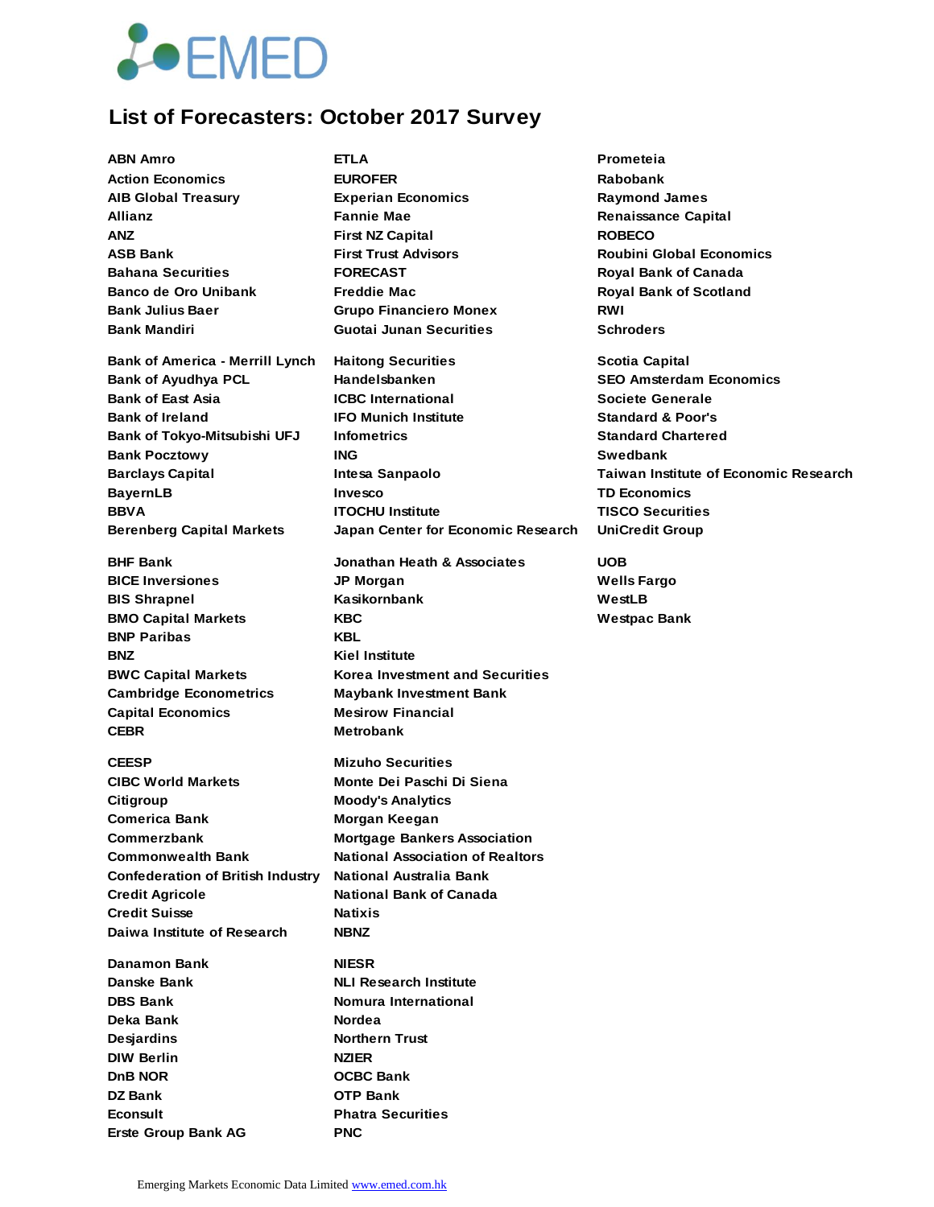# List of Forecasters: October 2017 Survey

- ABN Amro
- Action Economics
- AIB Global Treasury
- Allianz
- ANZ
- ASB Bank
- Bahana Securities
- Banco de Oro Unibank
- Bank Julius Baer
- Bank Mandiri
- Bank of America - Merrill Lynch
- Bank of Ayudhya PCL
- Bank of East Asia
- Bank of Ireland
- Bank of Tokyo-Mitsubishi UFJ
- Bank Pocztowy
- Barclays Capital
- BayernLB
- BBVA
- Berenberg Capital Markets
- BHF Bank
- BICE Inversiones
- BIS Shrapnel
- BMO Capital Markets
- BNP Paribas
- BNZ
- BWC Capital Markets
- Cambridge Econometrics
- Capital Economics
- CEBR
- CEESP
- CIBC World Markets
- Citigroup
- Comerica Bank
- Commerzbank
- Commonwealth Bank
- Confederation of British Industry
- Credit Agricole
- Credit Suisse
- Daiwa Institute of Research
- Danamon Bank
- Danske Bank
- DBS Bank
- Deka Bank
- Desjardins
- DIW Berlin
- DnB NOR
- DZ Bank
- Econsult
- Erste Group Bank AG
- ETLA
- EUROFER
- Experian Economics
- Fannie Mae
- First NZ Capital
- First Trust Advisors
- FORECAST
- Freddie Mac
- Grupo Financiero Monex
- Guotai Junan Securities
- Haitong Securities
- Handelsbanken
- ICBC International
- IFO Munich Institute
- Infometrics
- ING
- Intesa Sanpaolo
- Invesco
- ITOCHU Institute
- Japan Center for Economic Research
- Jonathan Heath & Associates
- JP Morgan
- Kasikornbank
- KBC
- KBL
- Kiel Institute
- Korea Investment and Securities
- Maybank Investment Bank
- Mesirow Financial
- Metrobank
- Mizuho Securities
- Monte Dei Paschi Di Siena
- Moody's Analytics
- Morgan Keegan
- Mortgage Bankers Association
- National Association of Realtors
- National Australia Bank
- National Bank of Canada
- Natixis
- NBNZ
- NIESR
- NLI Research Institute
- Nomura International
- Nordea
- Northern Trust
- NZIER
- OCBC Bank
- OTP Bank
- Phatra Securities
- PNC
- Prometeia
- Rabobank
- Raymond James
- Renaissance Capital
- ROBECO
- Roubini Global Economics
- Royal Bank of Canada
- Royal Bank of Scotland
- RWI
- Schroders
- Scotia Capital
- SEO Amsterdam Economics
- Societe Generale
- Standard & Poor's
- Standard Chartered
- Swedbank
- Taiwan Institute of Economic Research
- TD Economics
- TISCO Securities
- UniCredit Group
- UOB
- Wells Fargo
- WestLB
- Westpac Bank

Emerging Markets Economic Data Limited www.emed.com.hk